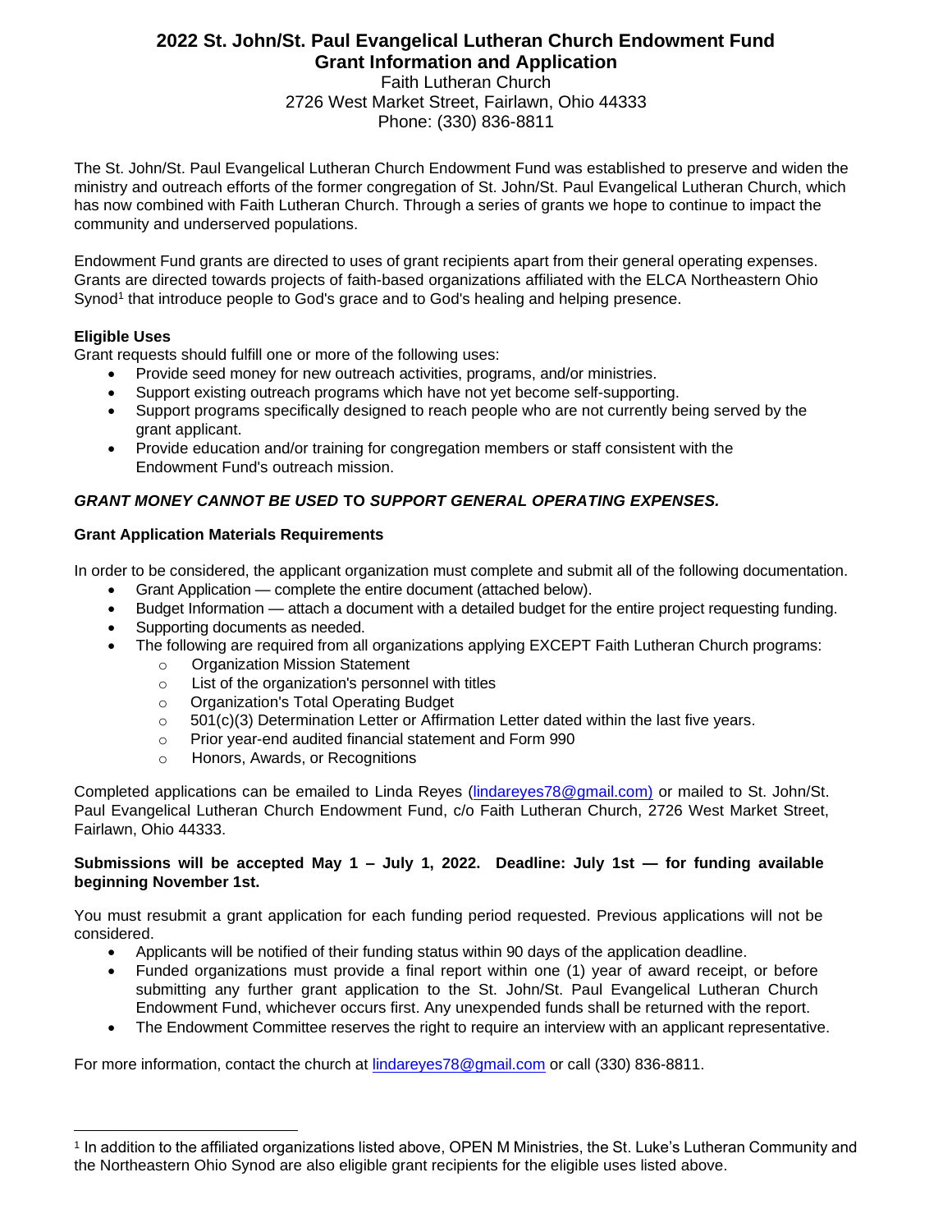# 2022 St. John/St. Paul Evangelical Lutheran Church Endowment Fund
## Grant Information and Application

Faith Lutheran Church
2726 West Market Street, Fairlawn, Ohio 44333
Phone: (330) 836-8811

The St. John/St. Paul Evangelical Lutheran Church Endowment Fund was established to preserve and widen the ministry and outreach efforts of the former congregation of St. John/St. Paul Evangelical Lutheran Church, which has now combined with Faith Lutheran Church. Through a series of grants we hope to continue to impact the community and underserved populations.

Endowment Fund grants are directed to uses of grant recipients apart from their general operating expenses. Grants are directed towards projects of faith-based organizations affiliated with the ELCA Northeastern Ohio Synod[1] that introduce people to God's grace and to God's healing and helping presence.

**Eligible Uses**

Grant requests should fulfill one or more of the following uses:

- Provide seed money for new outreach activities, programs, and/or ministries.
- Support existing outreach programs which have not yet become self-supporting.
- Support programs specifically designed to reach people who are not currently being served by the grant applicant.
- Provide education and/or training for congregation members or staff consistent with the Endowment Fund's outreach mission.

***GRANT MONEY CANNOT BE USED* TO *SUPPORT GENERAL OPERATING EXPENSES.***

**Grant Application Materials Requirements**

In order to be considered, the applicant organization must complete and submit all of the following documentation.

- Grant Application — complete the entire document (attached below).
- Budget Information — attach a document with a detailed budget for the entire project requesting funding.
- Supporting documents as needed.
- The following are required from all organizations applying EXCEPT Faith Lutheran Church programs:
  - Organization Mission Statement
  - List of the organization's personnel with titles
  - Organization's Total Operating Budget
  - 501(c)(3) Determination Letter or Affirmation Letter dated within the last five years.
  - Prior year-end audited financial statement and Form 990
  - Honors, Awards, or Recognitions

Completed applications can be emailed to Linda Reyes (lindareyes78@gmail.com) or mailed to St. John/St. Paul Evangelical Lutheran Church Endowment Fund, c/o Faith Lutheran Church, 2726 West Market Street, Fairlawn, Ohio 44333.

**Submissions will be accepted May 1 – July 1, 2022. Deadline: July 1st — for funding available beginning November 1st.**

You must resubmit a grant application for each funding period requested. Previous applications will not be considered.

- Applicants will be notified of their funding status within 90 days of the application deadline.
- Funded organizations must provide a final report within one (1) year of award receipt, or before submitting any further grant application to the St. John/St. Paul Evangelical Lutheran Church Endowment Fund, whichever occurs first. Any unexpended funds shall be returned with the report.
- The Endowment Committee reserves the right to require an interview with an applicant representative.

For more information, contact the church at lindareyes78@gmail.com or call (330) 836-8811.

---

[1] In addition to the affiliated organizations listed above, OPEN M Ministries, the St. Luke's Lutheran Community and the Northeastern Ohio Synod are also eligible grant recipients for the eligible uses listed above.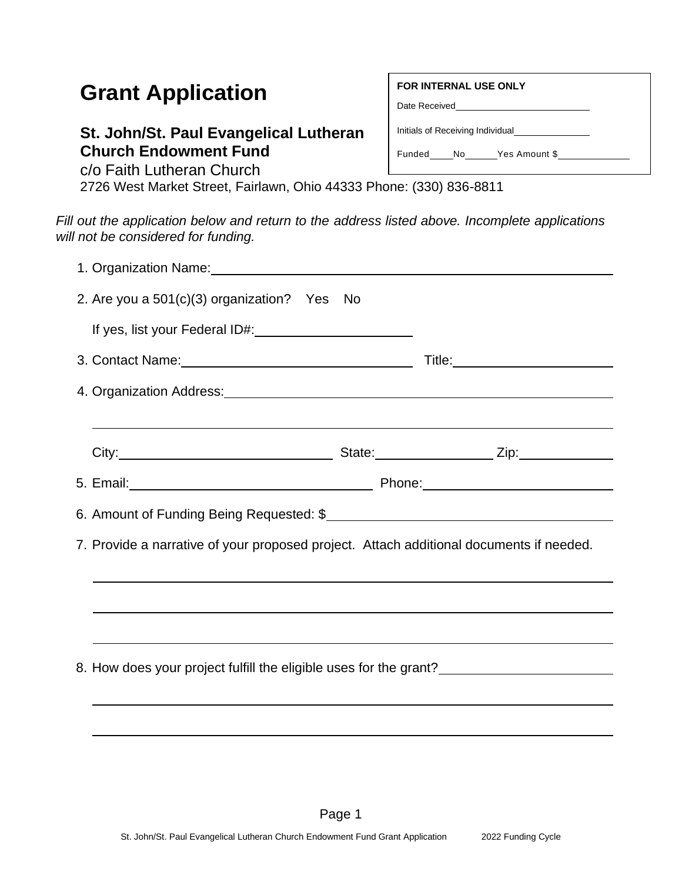# Grant Application

**FOR INTERNAL USE ONLY**

Date Received\_\_\_\_\_\_\_\_\_\_\_\_\_\_\_\_\_\_\_\_

Initials of Receiving Individual\_\_\_\_\_\_\_\_\_\_\_\_

Funded\_\_\_\_No\_\_\_\_\_Yes Amount $\_\_\_\_\_\_\_\_\_\_

## St. John/St. Paul Evangelical Lutheran Church Endowment Fund

c/o Faith Lutheran Church
2726 West Market Street, Fairlawn, Ohio 44333 Phone: (330) 836-8811

*Fill out the application below and return to the address listed above. Incomplete applications will not be considered for funding.*

1. Organization Name:\_\_\_\_\_\_\_\_\_\_\_\_\_\_\_\_\_\_\_\_\_\_\_\_\_\_\_\_\_\_\_\_\_\_\_\_\_\_\_\_

2. Are you a 501(c)(3) organization? Yes No

   If yes, list your Federal ID#:\_\_\_\_\_\_\_\_\_\_\_\_\_\_\_\_\_\_\_\_

3. Contact Name:\_\_\_\_\_\_\_\_\_\_\_\_\_\_\_\_\_\_\_\_\_\_\_\_ Title:\_\_\_\_\_\_\_\_\_\_\_\_\_\_\_\_\_\_

4. Organization Address:\_\_\_\_\_\_\_\_\_\_\_\_\_\_\_\_\_\_\_\_\_\_\_\_\_\_\_\_\_\_\_\_\_\_\_\_\_\_

   \_\_\_\_\_\_\_\_\_\_\_\_\_\_\_\_\_\_\_\_\_\_\_\_\_\_\_\_\_\_\_\_\_\_\_\_\_\_\_\_\_\_\_\_\_\_\_\_\_\_\_\_\_\_\_\_

   City:\_\_\_\_\_\_\_\_\_\_\_\_\_\_\_\_\_\_\_\_\_\_ State:\_\_\_\_\_\_\_\_\_\_\_\_ Zip:\_\_\_\_\_\_\_\_\_\_

5. Email:\_\_\_\_\_\_\_\_\_\_\_\_\_\_\_\_\_\_\_\_\_\_\_\_\_\_ Phone:\_\_\_\_\_\_\_\_\_\_\_\_\_\_\_\_\_\_\_\_

6. Amount of Funding Being Requested: $\_\_\_\_\_\_\_\_\_\_\_\_\_\_\_\_\_\_\_\_\_\_\_\_\_\_\_\_\_\_

7. Provide a narrative of your proposed project. Attach additional documents if needed.

   \_\_\_\_\_\_\_\_\_\_\_\_\_\_\_\_\_\_\_\_\_\_\_\_\_\_\_\_\_\_\_\_\_\_\_\_\_\_\_\_\_\_\_\_\_\_\_\_\_\_\_\_\_\_\_\_

   \_\_\_\_\_\_\_\_\_\_\_\_\_\_\_\_\_\_\_\_\_\_\_\_\_\_\_\_\_\_\_\_\_\_\_\_\_\_\_\_\_\_\_\_\_\_\_\_\_\_\_\_\_\_\_\_

   \_\_\_\_\_\_\_\_\_\_\_\_\_\_\_\_\_\_\_\_\_\_\_\_\_\_\_\_\_\_\_\_\_\_\_\_\_\_\_\_\_\_\_\_\_\_\_\_\_\_\_\_\_\_\_\_

8. How does your project fulfill the eligible uses for the grant?\_\_\_\_\_\_\_\_\_\_\_\_\_\_\_\_

   \_\_\_\_\_\_\_\_\_\_\_\_\_\_\_\_\_\_\_\_\_\_\_\_\_\_\_\_\_\_\_\_\_\_\_\_\_\_\_\_\_\_\_\_\_\_\_\_\_\_\_\_\_\_\_\_

   \_\_\_\_\_\_\_\_\_\_\_\_\_\_\_\_\_\_\_\_\_\_\_\_\_\_\_\_\_\_\_\_\_\_\_\_\_\_\_\_\_\_\_\_\_\_\_\_\_\_\_\_\_\_\_\_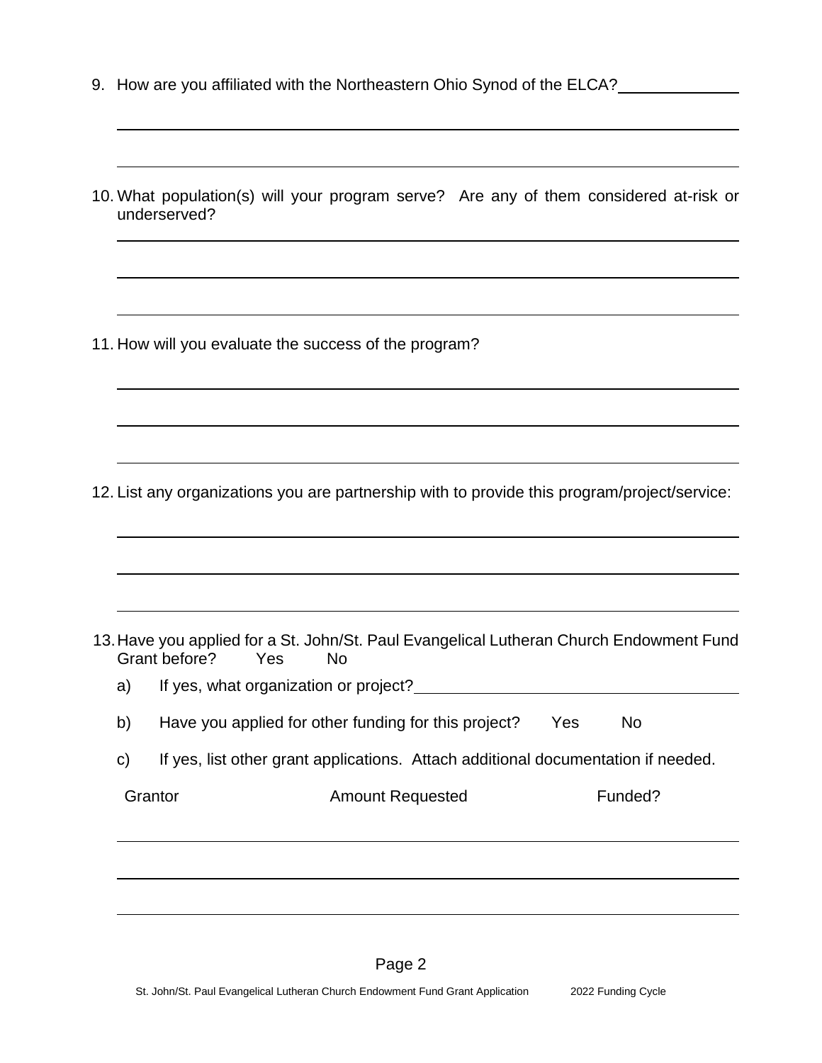9. How are you affiliated with the Northeastern Ohio Synod of the ELCA? \_\_\_\_\_\_\_\_\_\_\_\_\_\_

10. What population(s) will your program serve? Are any of them considered at-risk or underserved?

11. How will you evaluate the success of the program?

12. List any organizations you are partnership with to provide this program/project/service:

13. Have you applied for a St. John/St. Paul Evangelical Lutheran Church Endowment Fund Grant before? Yes No

    a) If yes, what organization or project? \_\_\_\_\_\_\_\_\_\_\_\_\_\_\_\_\_\_\_\_\_\_\_\_\_\_\_\_\_\_

    b) Have you applied for other funding for this project? Yes No

    c) If yes, list other grant applications. Attach additional documentation if needed.

| Grantor | Amount Requested | Funded? |
|---|---|---|
| | | |
| | | |
| | | |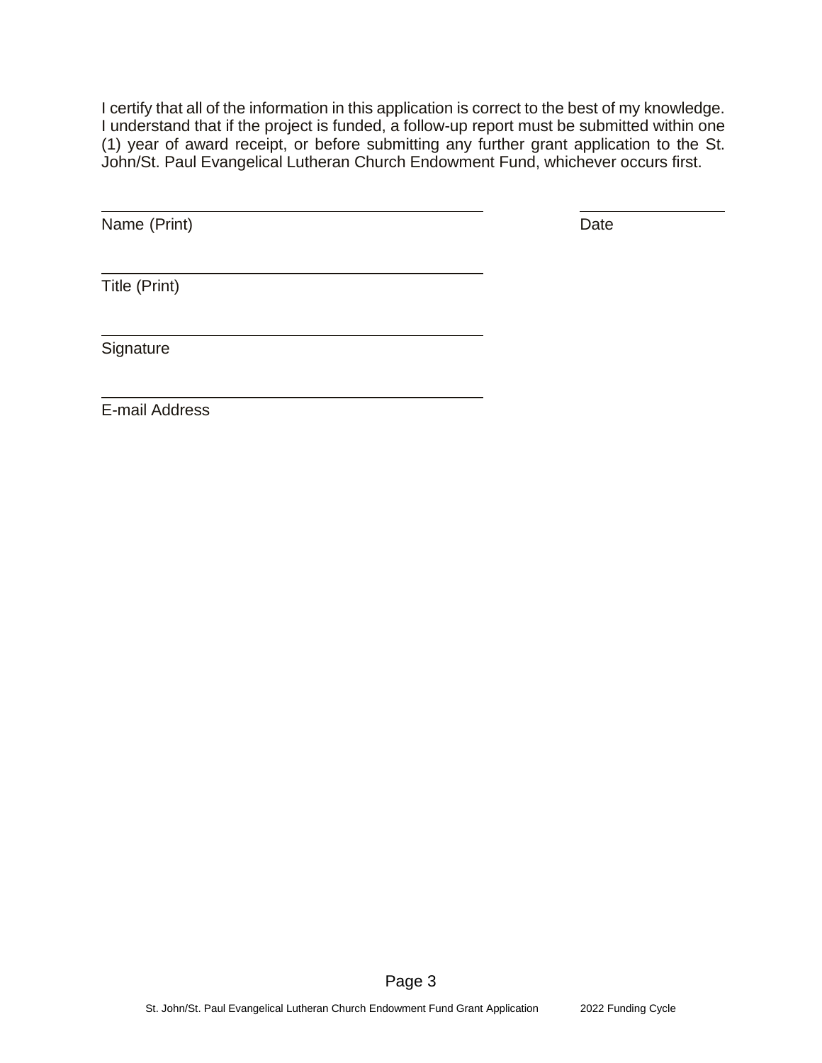I certify that all of the information in this application is correct to the best of my knowledge. I understand that if the project is funded, a follow-up report must be submitted within one (1) year of award receipt, or before submitting any further grant application to the St. John/St. Paul Evangelical Lutheran Church Endowment Fund, whichever occurs first.

\_\_\_\_\_\_\_\_\_\_\_\_\_\_\_\_\_\_\_\_\_\_\_\_\_\_\_\_\_\_\_\_\_\_\_\_\_\_\_\_ \_\_\_\_\_\_\_\_\_\_\_\_\_\_\_\_
Name (Print) Date

\_\_\_\_\_\_\_\_\_\_\_\_\_\_\_\_\_\_\_\_\_\_\_\_\_\_\_\_\_\_\_\_\_\_\_\_\_\_\_\_
Title (Print)

\_\_\_\_\_\_\_\_\_\_\_\_\_\_\_\_\_\_\_\_\_\_\_\_\_\_\_\_\_\_\_\_\_\_\_\_\_\_\_\_
Signature

\_\_\_\_\_\_\_\_\_\_\_\_\_\_\_\_\_\_\_\_\_\_\_\_\_\_\_\_\_\_\_\_\_\_\_\_\_\_\_\_
E-mail Address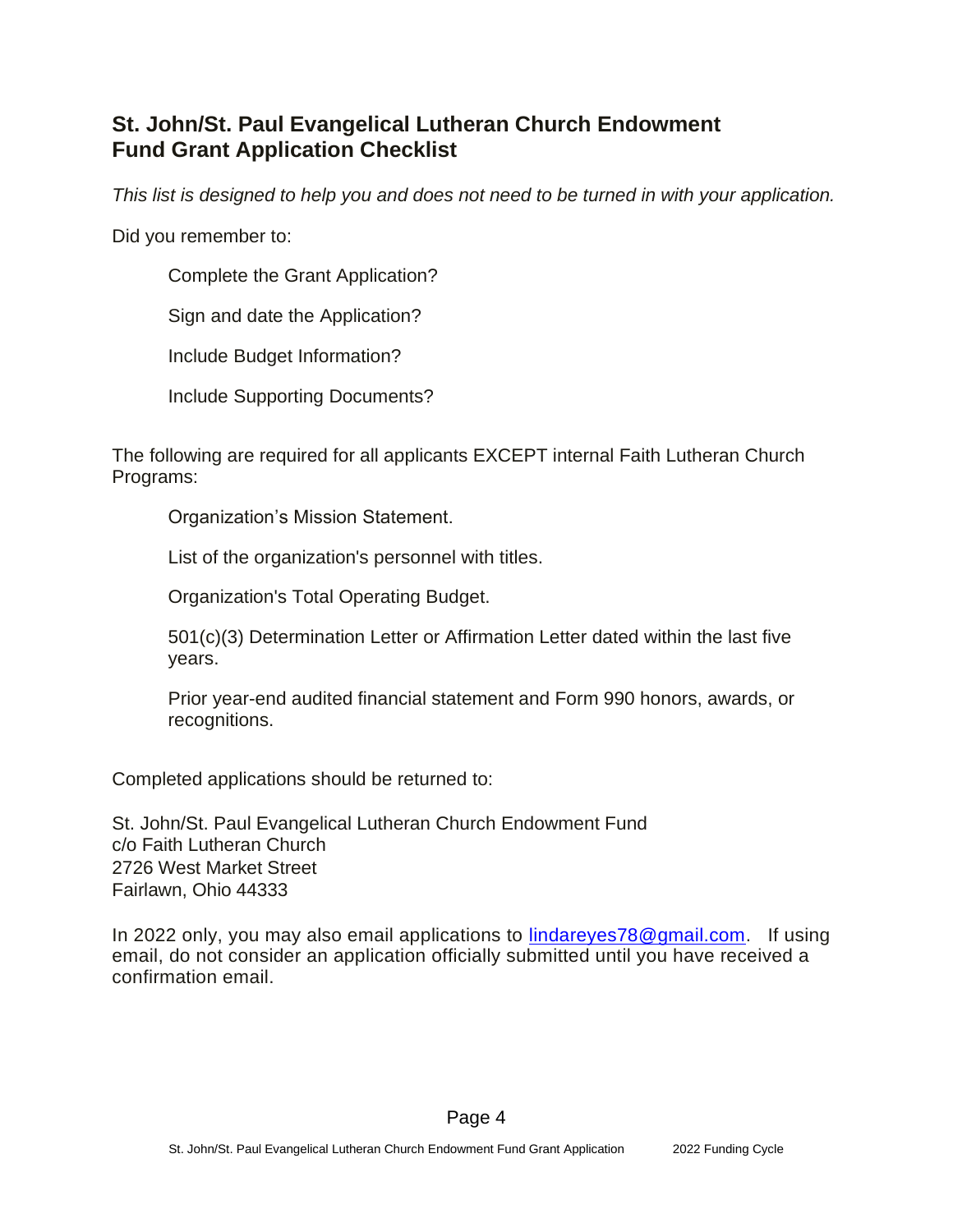## St. John/St. Paul Evangelical Lutheran Church Endowment Fund Grant Application Checklist

*This list is designed to help you and does not need to be turned in with your application.*

Did you remember to:

- Complete the Grant Application?
- Sign and date the Application?
- Include Budget Information?
- Include Supporting Documents?

The following are required for all applicants EXCEPT internal Faith Lutheran Church Programs:

- Organization's Mission Statement.
- List of the organization's personnel with titles.
- Organization's Total Operating Budget.
- 501(c)(3) Determination Letter or Affirmation Letter dated within the last five years.
- Prior year-end audited financial statement and Form 990 honors, awards, or recognitions.

Completed applications should be returned to:

St. John/St. Paul Evangelical Lutheran Church Endowment Fund
c/o Faith Lutheran Church
2726 West Market Street
Fairlawn, Ohio 44333

In 2022 only, you may also email applications to lindareyes78@gmail.com. If using email, do not consider an application officially submitted until you have received a confirmation email.